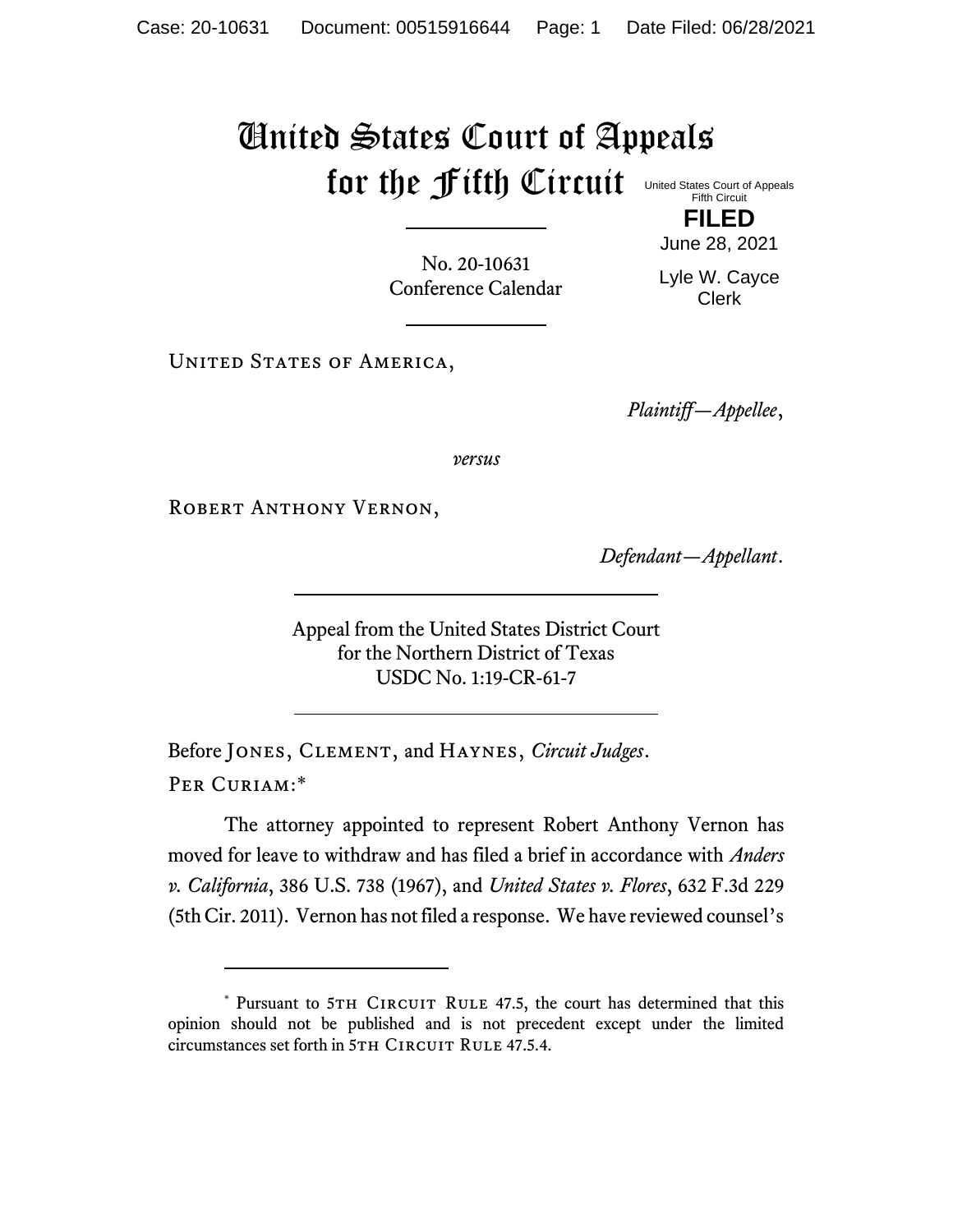# United States Court of Appeals for the Fifth Circuit

United States Court of Appeals
Fifth Circuit

**FILED**

June 28, 2021

Lyle W. Cayce
Clerk

No. 20-10631
Conference Calendar

United States of America,

*Plaintiff—Appellee*,

*versus*

Robert Anthony Vernon,

*Defendant—Appellant*.

Appeal from the United States District Court
for the Northern District of Texas
USDC No. 1:19-CR-61-7

Before Jones, Clement, and Haynes, *Circuit Judges*.

Per Curiam:*

The attorney appointed to represent Robert Anthony Vernon has moved for leave to withdraw and has filed a brief in accordance with *Anders v. California*, 386 U.S. 738 (1967), and *United States v. Flores*, 632 F.3d 229 (5th Cir. 2011). Vernon has not filed a response. We have reviewed counsel's

---

\* Pursuant to 5th Circuit Rule 47.5, the court has determined that this opinion should not be published and is not precedent except under the limited circumstances set forth in 5th Circuit Rule 47.5.4.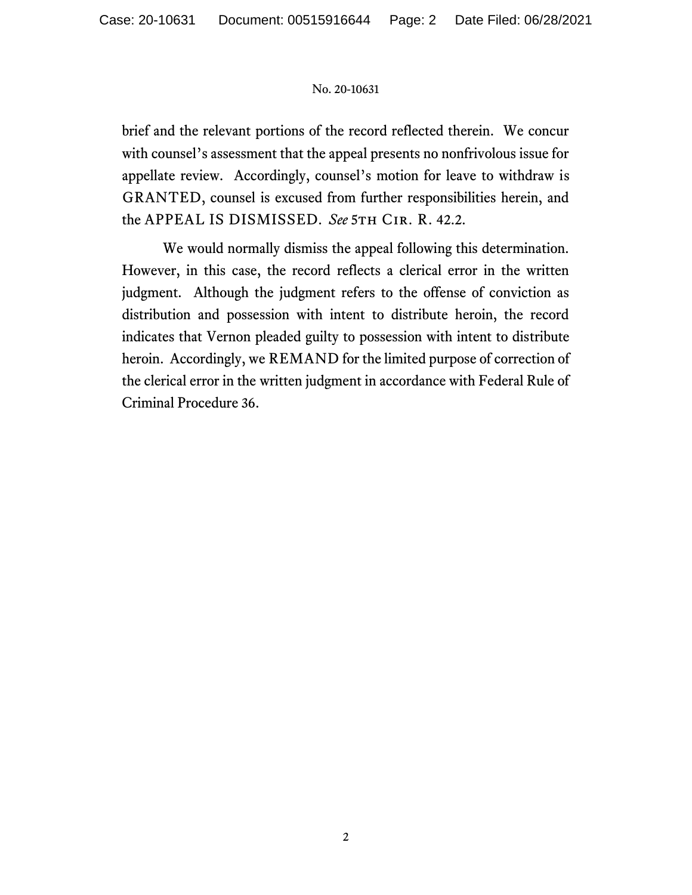brief and the relevant portions of the record reflected therein. We concur with counsel's assessment that the appeal presents no nonfrivolous issue for appellate review. Accordingly, counsel's motion for leave to withdraw is GRANTED, counsel is excused from further responsibilities herein, and the APPEAL IS DISMISSED. *See* 5TH CIR. R. 42.2.

We would normally dismiss the appeal following this determination. However, in this case, the record reflects a clerical error in the written judgment. Although the judgment refers to the offense of conviction as distribution and possession with intent to distribute heroin, the record indicates that Vernon pleaded guilty to possession with intent to distribute heroin. Accordingly, we REMAND for the limited purpose of correction of the clerical error in the written judgment in accordance with Federal Rule of Criminal Procedure 36.